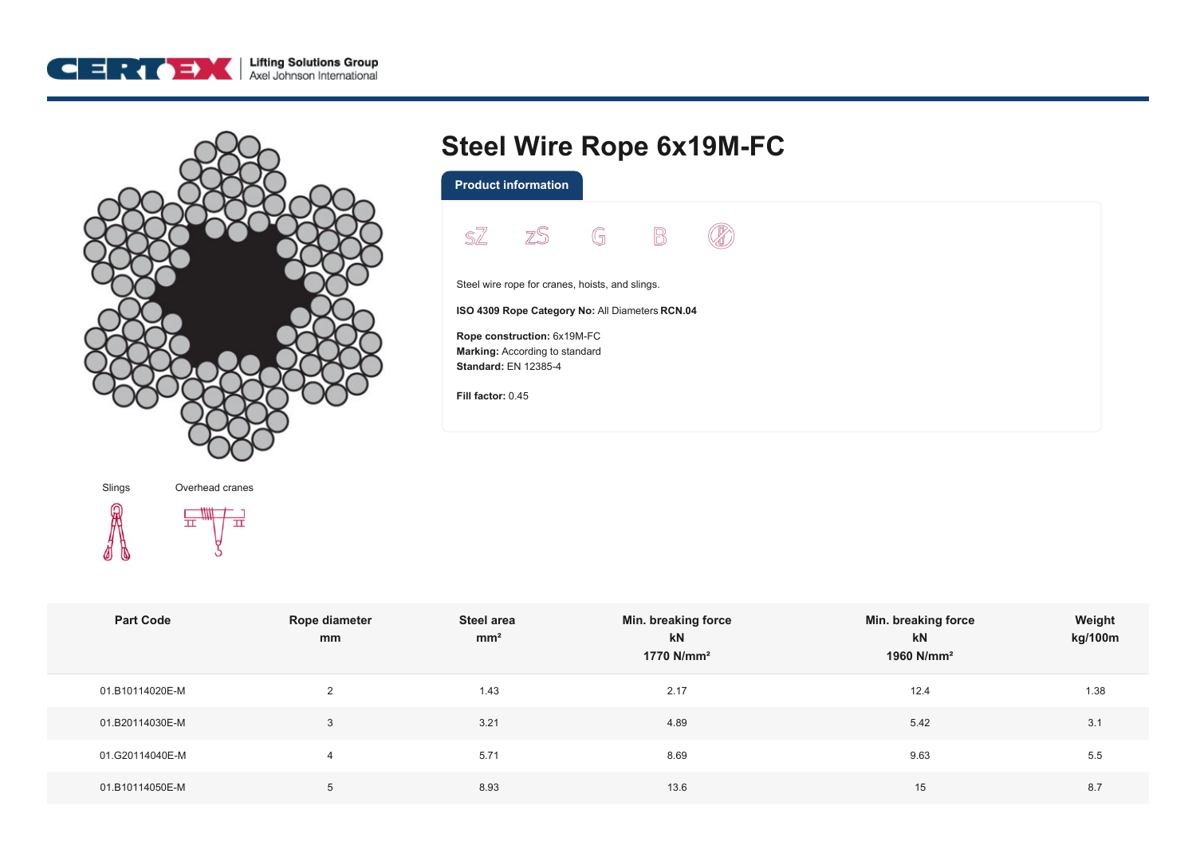# Steel Wire Rope 6x19M-FC

## Product information

sZ zS G B

Steel wire rope for cranes, hoists, and slings.

**ISO 4309 Rope Category No:** All Diameters **RCN.04**

**Rope construction:** 6x19M-FC
**Marking:** According to standard
**Standard:** EN 12385-4

**Fill factor:** 0.45

Slings Overhead cranes

| Part Code | Rope diameter mm | Steel area mm² | Min. breaking force kN 1770 N/mm² | Min. breaking force kN 1960 N/mm² | Weight kg/100m |
|---|---|---|---|---|---|
| 01.B10114020E-M | 2 | 1.43 | 2.17 | 12.4 | 1.38 |
| 01.B20114030E-M | 3 | 3.21 | 4.89 | 5.42 | 3.1 |
| 01.G20114040E-M | 4 | 5.71 | 8.69 | 9.63 | 5.5 |
| 01.B10114050E-M | 5 | 8.93 | 13.6 | 15 | 8.7 |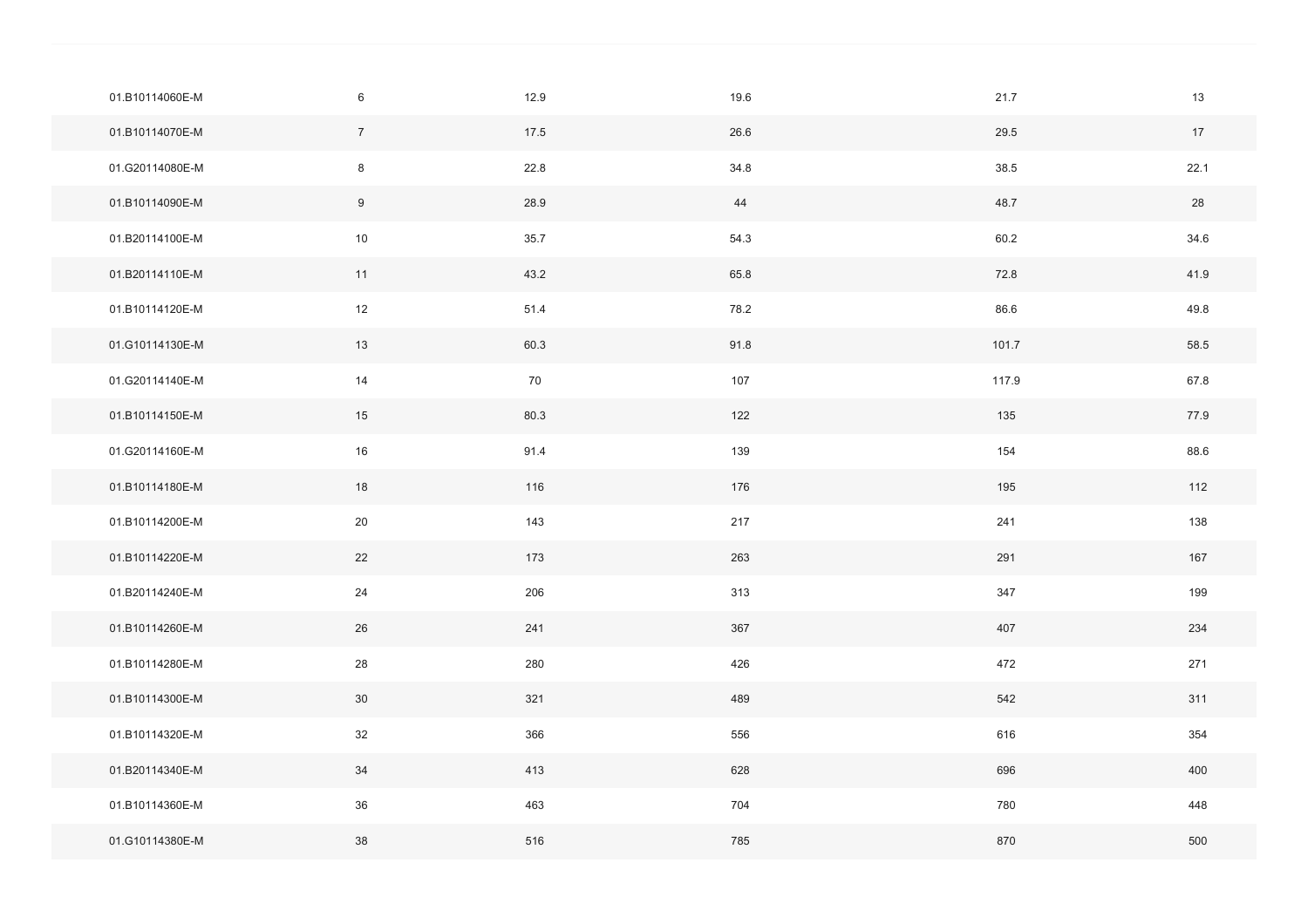| | | | | | |
|---|---|---|---|---|---|
| 01.B10114060E-M | 6 | 12.9 | 19.6 | 21.7 | 13 |
| 01.B10114070E-M | 7 | 17.5 | 26.6 | 29.5 | 17 |
| 01.G20114080E-M | 8 | 22.8 | 34.8 | 38.5 | 22.1 |
| 01.B10114090E-M | 9 | 28.9 | 44 | 48.7 | 28 |
| 01.B20114100E-M | 10 | 35.7 | 54.3 | 60.2 | 34.6 |
| 01.B20114110E-M | 11 | 43.2 | 65.8 | 72.8 | 41.9 |
| 01.B10114120E-M | 12 | 51.4 | 78.2 | 86.6 | 49.8 |
| 01.G10114130E-M | 13 | 60.3 | 91.8 | 101.7 | 58.5 |
| 01.G20114140E-M | 14 | 70 | 107 | 117.9 | 67.8 |
| 01.B10114150E-M | 15 | 80.3 | 122 | 135 | 77.9 |
| 01.G20114160E-M | 16 | 91.4 | 139 | 154 | 88.6 |
| 01.B10114180E-M | 18 | 116 | 176 | 195 | 112 |
| 01.B10114200E-M | 20 | 143 | 217 | 241 | 138 |
| 01.B10114220E-M | 22 | 173 | 263 | 291 | 167 |
| 01.B20114240E-M | 24 | 206 | 313 | 347 | 199 |
| 01.B10114260E-M | 26 | 241 | 367 | 407 | 234 |
| 01.B10114280E-M | 28 | 280 | 426 | 472 | 271 |
| 01.B10114300E-M | 30 | 321 | 489 | 542 | 311 |
| 01.B10114320E-M | 32 | 366 | 556 | 616 | 354 |
| 01.B20114340E-M | 34 | 413 | 628 | 696 | 400 |
| 01.B10114360E-M | 36 | 463 | 704 | 780 | 448 |
| 01.G10114380E-M | 38 | 516 | 785 | 870 | 500 |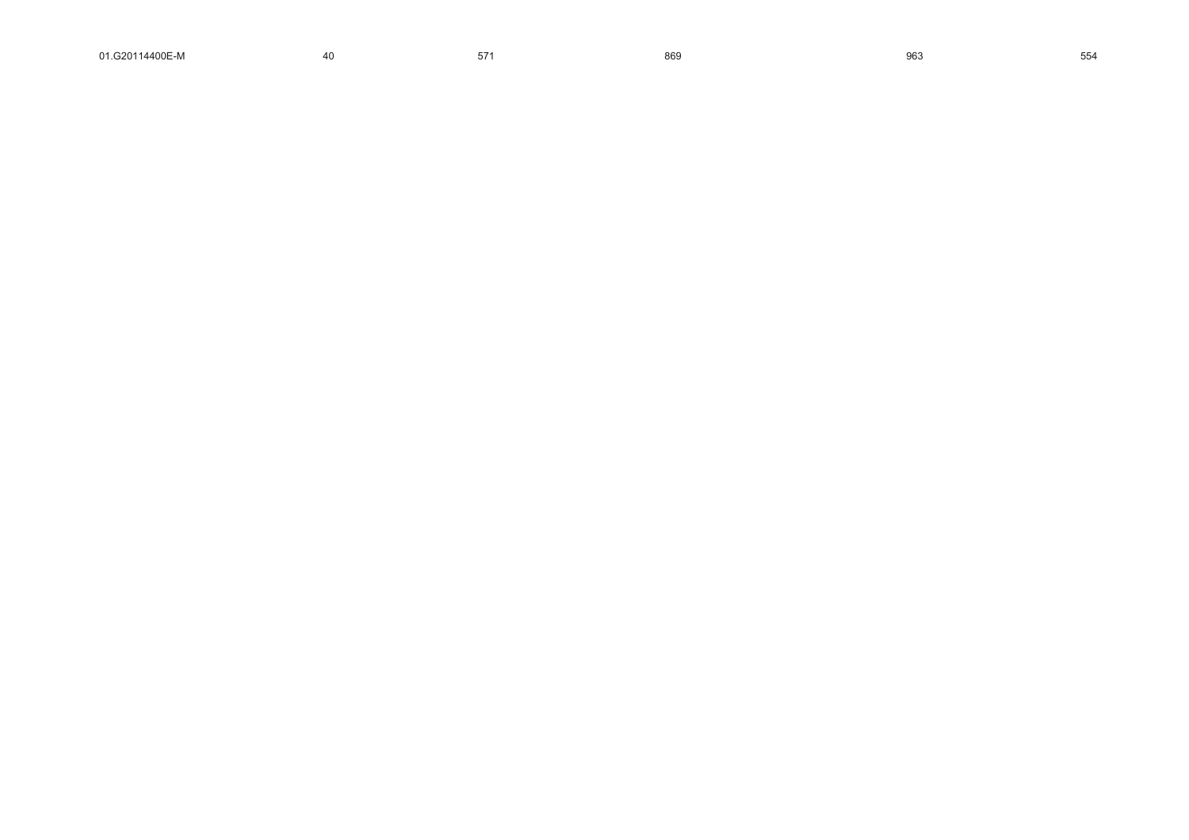| | | | | | |
|---|---|---|---|---|---|
| 01.G20114400E-M | 40 | 571 | 869 | 963 | 554 |